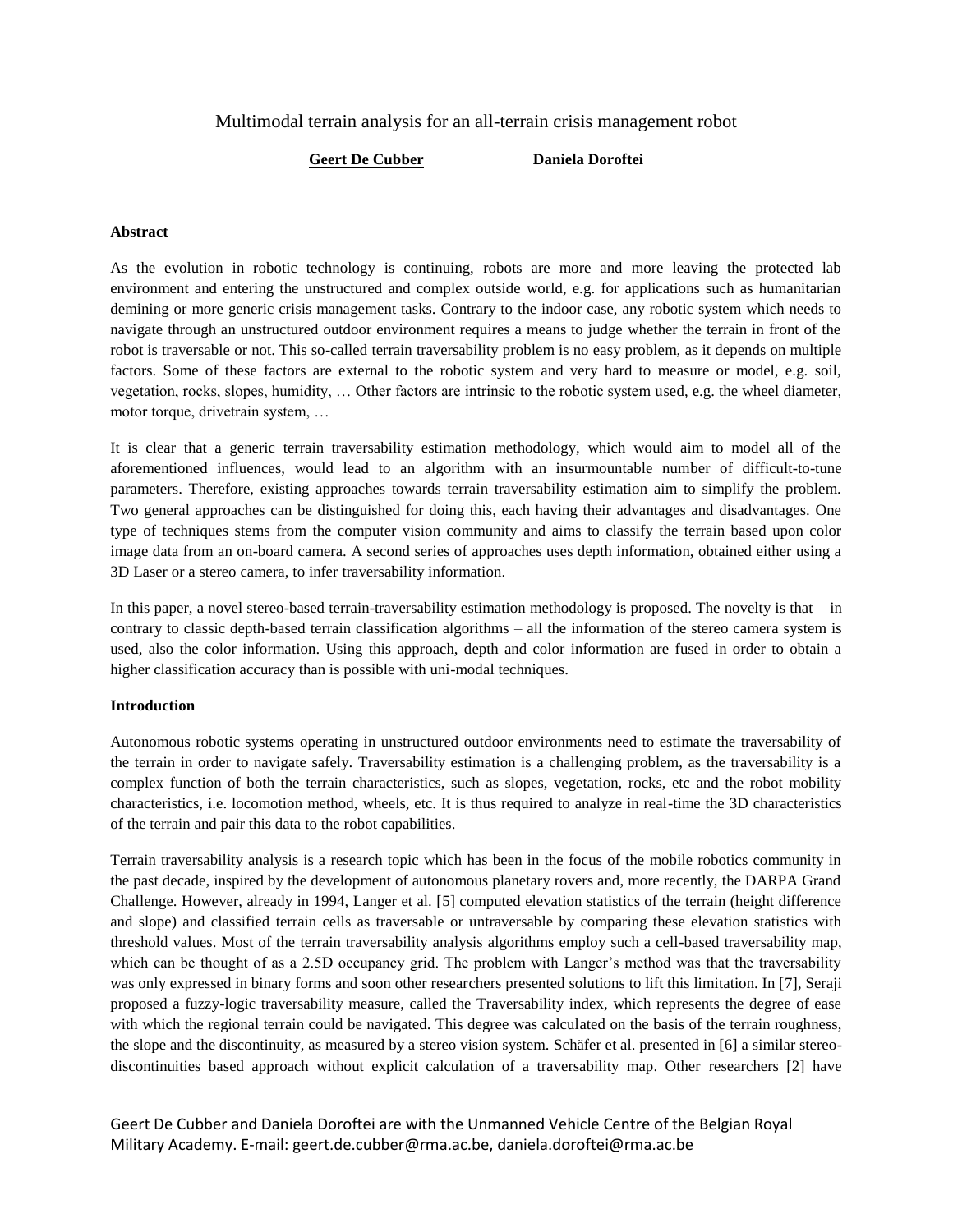# Multimodal terrain analysis for an all-terrain crisis management robot

**Geert De Cubber** **Daniela Doroftei**

**Abstract**

As the evolution in robotic technology is continuing, robots are more and more leaving the protected lab environment and entering the unstructured and complex outside world, e.g. for applications such as humanitarian demining or more generic crisis management tasks. Contrary to the indoor case, any robotic system which needs to navigate through an unstructured outdoor environment requires a means to judge whether the terrain in front of the robot is traversable or not. This so-called terrain traversability problem is no easy problem, as it depends on multiple factors. Some of these factors are external to the robotic system and very hard to measure or model, e.g. soil, vegetation, rocks, slopes, humidity, … Other factors are intrinsic to the robotic system used, e.g. the wheel diameter, motor torque, drivetrain system, …

It is clear that a generic terrain traversability estimation methodology, which would aim to model all of the aforementioned influences, would lead to an algorithm with an insurmountable number of difficult-to-tune parameters. Therefore, existing approaches towards terrain traversability estimation aim to simplify the problem. Two general approaches can be distinguished for doing this, each having their advantages and disadvantages. One type of techniques stems from the computer vision community and aims to classify the terrain based upon color image data from an on-board camera. A second series of approaches uses depth information, obtained either using a 3D Laser or a stereo camera, to infer traversability information.

In this paper, a novel stereo-based terrain-traversability estimation methodology is proposed. The novelty is that – in contrary to classic depth-based terrain classification algorithms – all the information of the stereo camera system is used, also the color information. Using this approach, depth and color information are fused in order to obtain a higher classification accuracy than is possible with uni-modal techniques.

**Introduction**

Autonomous robotic systems operating in unstructured outdoor environments need to estimate the traversability of the terrain in order to navigate safely. Traversability estimation is a challenging problem, as the traversability is a complex function of both the terrain characteristics, such as slopes, vegetation, rocks, etc and the robot mobility characteristics, i.e. locomotion method, wheels, etc. It is thus required to analyze in real-time the 3D characteristics of the terrain and pair this data to the robot capabilities.

Terrain traversability analysis is a research topic which has been in the focus of the mobile robotics community in the past decade, inspired by the development of autonomous planetary rovers and, more recently, the DARPA Grand Challenge. However, already in 1994, Langer et al. [5] computed elevation statistics of the terrain (height difference and slope) and classified terrain cells as traversable or untraversable by comparing these elevation statistics with threshold values. Most of the terrain traversability analysis algorithms employ such a cell-based traversability map, which can be thought of as a 2.5D occupancy grid. The problem with Langer's method was that the traversability was only expressed in binary forms and soon other researchers presented solutions to lift this limitation. In [7], Seraji proposed a fuzzy-logic traversability measure, called the Traversability index, which represents the degree of ease with which the regional terrain could be navigated. This degree was calculated on the basis of the terrain roughness, the slope and the discontinuity, as measured by a stereo vision system. Schäfer et al. presented in [6] a similar stereo-discontinuities based approach without explicit calculation of a traversability map. Other researchers [2] have

Geert De Cubber and Daniela Doroftei are with the Unmanned Vehicle Centre of the Belgian Royal Military Academy. E-mail: geert.de.cubber@rma.ac.be, daniela.doroftei@rma.ac.be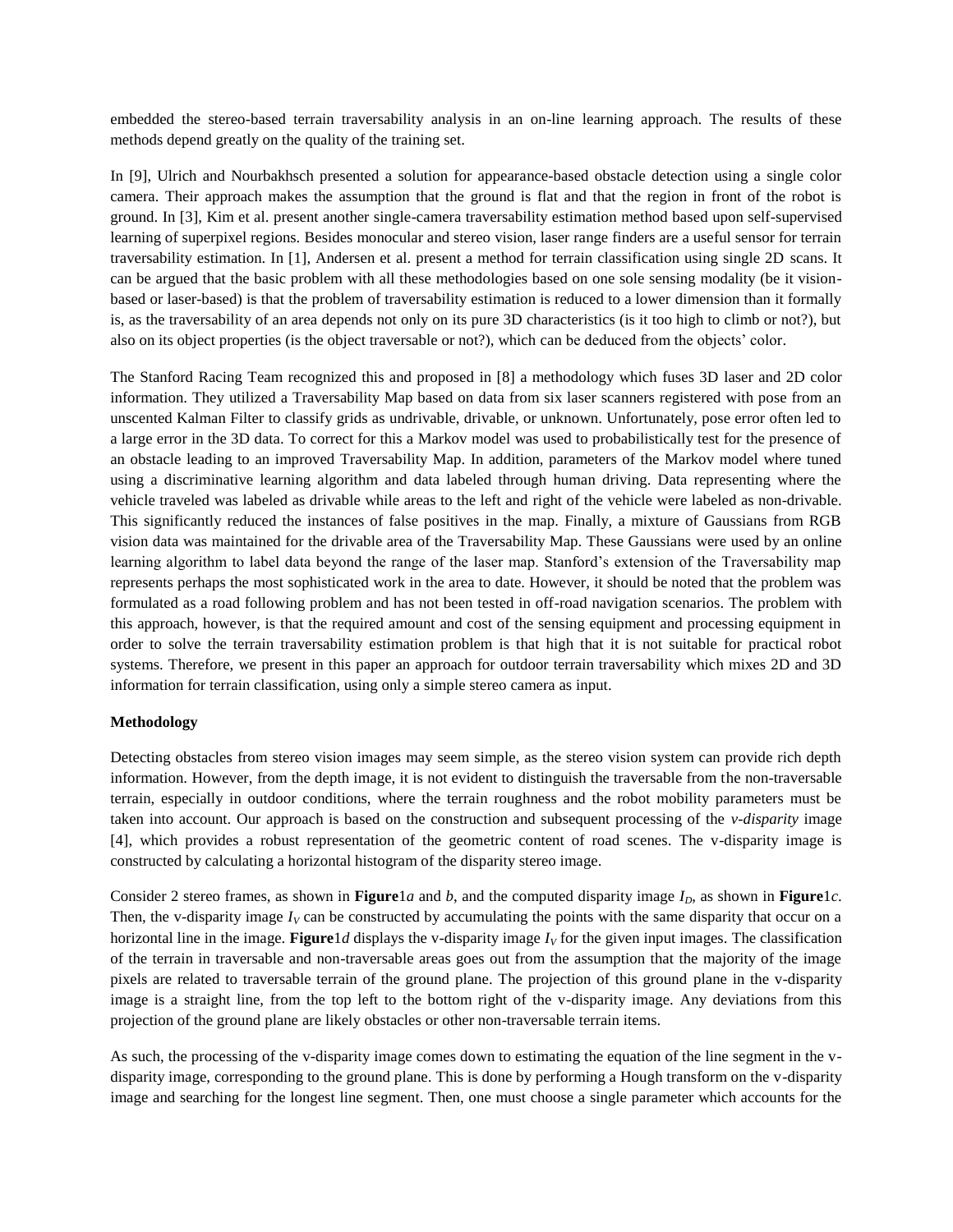embedded the stereo-based terrain traversability analysis in an on-line learning approach. The results of these methods depend greatly on the quality of the training set.

In [9], Ulrich and Nourbakhsch presented a solution for appearance-based obstacle detection using a single color camera. Their approach makes the assumption that the ground is flat and that the region in front of the robot is ground. In [3], Kim et al. present another single-camera traversability estimation method based upon self-supervised learning of superpixel regions. Besides monocular and stereo vision, laser range finders are a useful sensor for terrain traversability estimation. In [1], Andersen et al. present a method for terrain classification using single 2D scans. It can be argued that the basic problem with all these methodologies based on one sole sensing modality (be it vision-based or laser-based) is that the problem of traversability estimation is reduced to a lower dimension than it formally is, as the traversability of an area depends not only on its pure 3D characteristics (is it too high to climb or not?), but also on its object properties (is the object traversable or not?), which can be deduced from the objects' color.

The Stanford Racing Team recognized this and proposed in [8] a methodology which fuses 3D laser and 2D color information. They utilized a Traversability Map based on data from six laser scanners registered with pose from an unscented Kalman Filter to classify grids as undrivable, drivable, or unknown. Unfortunately, pose error often led to a large error in the 3D data. To correct for this a Markov model was used to probabilistically test for the presence of an obstacle leading to an improved Traversability Map. In addition, parameters of the Markov model where tuned using a discriminative learning algorithm and data labeled through human driving. Data representing where the vehicle traveled was labeled as drivable while areas to the left and right of the vehicle were labeled as non-drivable. This significantly reduced the instances of false positives in the map. Finally, a mixture of Gaussians from RGB vision data was maintained for the drivable area of the Traversability Map. These Gaussians were used by an online learning algorithm to label data beyond the range of the laser map. Stanford's extension of the Traversability map represents perhaps the most sophisticated work in the area to date. However, it should be noted that the problem was formulated as a road following problem and has not been tested in off-road navigation scenarios. The problem with this approach, however, is that the required amount and cost of the sensing equipment and processing equipment in order to solve the terrain traversability estimation problem is that high that it is not suitable for practical robot systems. Therefore, we present in this paper an approach for outdoor terrain traversability which mixes 2D and 3D information for terrain classification, using only a simple stereo camera as input.

**Methodology**

Detecting obstacles from stereo vision images may seem simple, as the stereo vision system can provide rich depth information. However, from the depth image, it is not evident to distinguish the traversable from the non-traversable terrain, especially in outdoor conditions, where the terrain roughness and the robot mobility parameters must be taken into account. Our approach is based on the construction and subsequent processing of the *v-disparity* image [4], which provides a robust representation of the geometric content of road scenes. The v-disparity image is constructed by calculating a horizontal histogram of the disparity stereo image.

Consider 2 stereo frames, as shown in **Figure**1*a* and *b*, and the computed disparity image $I_D$, as shown in **Figure**1*c*. Then, the v-disparity image $I_V$ can be constructed by accumulating the points with the same disparity that occur on a horizontal line in the image. **Figure**1*d* displays the v-disparity image $I_V$ for the given input images. The classification of the terrain in traversable and non-traversable areas goes out from the assumption that the majority of the image pixels are related to traversable terrain of the ground plane. The projection of this ground plane in the v-disparity image is a straight line, from the top left to the bottom right of the v-disparity image. Any deviations from this projection of the ground plane are likely obstacles or other non-traversable terrain items.

As such, the processing of the v-disparity image comes down to estimating the equation of the line segment in the v-disparity image, corresponding to the ground plane. This is done by performing a Hough transform on the v-disparity image and searching for the longest line segment. Then, one must choose a single parameter which accounts for the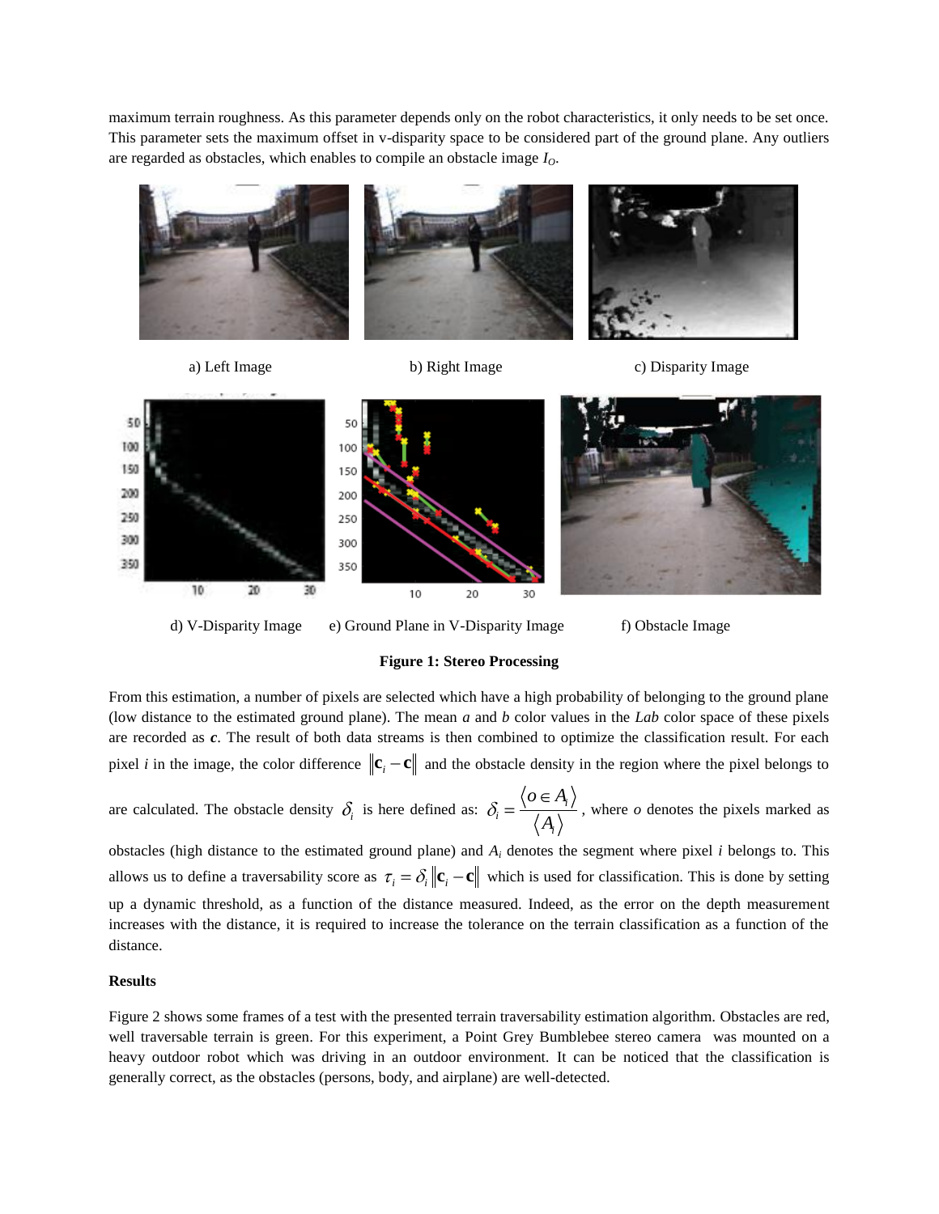maximum terrain roughness. As this parameter depends only on the robot characteristics, it only needs to be set once. This parameter sets the maximum offset in v-disparity space to be considered part of the ground plane. Any outliers are regarded as obstacles, which enables to compile an obstacle image $I_O$.

a) Left Image b) Right Image c) Disparity Image

d) V-Disparity Image e) Ground Plane in V-Disparity Image f) Obstacle Image

**Figure 1: Stereo Processing**

From this estimation, a number of pixels are selected which have a high probability of belonging to the ground plane (low distance to the estimated ground plane). The mean *a* and *b* color values in the *Lab* color space of these pixels are recorded as $\mathbf{c}$. The result of both data streams is then combined to optimize the classification result. For each pixel *i* in the image, the color difference $\|\mathbf{c}_i - \mathbf{c}\|$ and the obstacle density in the region where the pixel belongs to are calculated. The obstacle density $\delta_i$ is here defined as: $\delta_i = \frac{\langle o \in A_i \rangle}{\langle A_i \rangle}$, where *o* denotes the pixels marked as obstacles (high distance to the estimated ground plane) and $A_i$ denotes the segment where pixel *i* belongs to. This allows us to define a traversability score as $\tau_i = \delta_i \|\mathbf{c}_i - \mathbf{c}\|$ which is used for classification. This is done by setting up a dynamic threshold, as a function of the distance measured. Indeed, as the error on the depth measurement increases with the distance, it is required to increase the tolerance on the terrain classification as a function of the distance.

**Results**

Figure 2 shows some frames of a test with the presented terrain traversability estimation algorithm. Obstacles are red, well traversable terrain is green. For this experiment, a Point Grey Bumblebee stereo camera was mounted on a heavy outdoor robot which was driving in an outdoor environment. It can be noticed that the classification is generally correct, as the obstacles (persons, body, and airplane) are well-detected.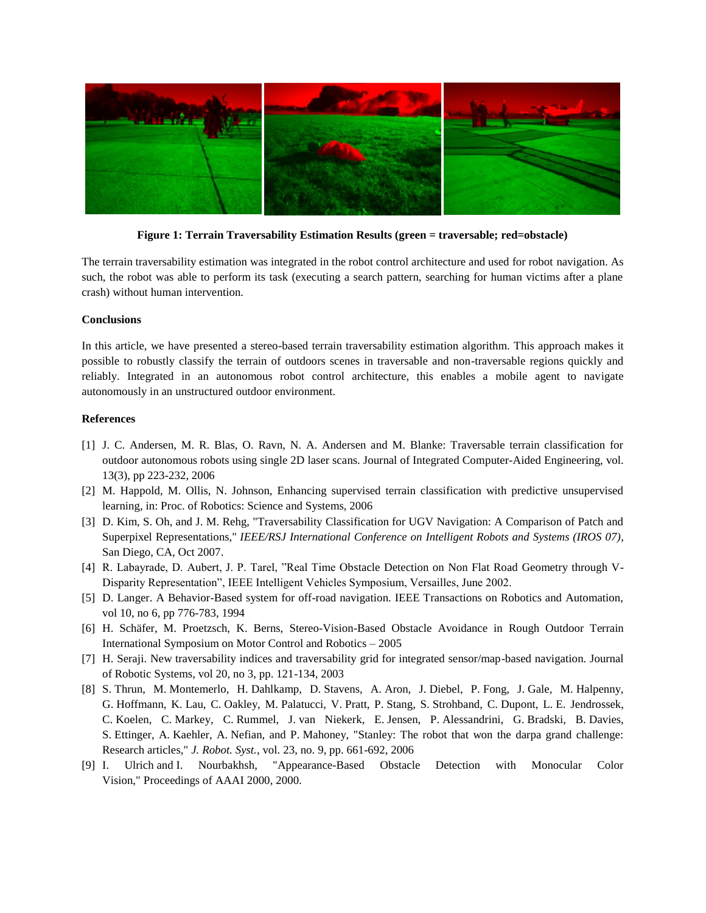**Figure 1: Terrain Traversability Estimation Results (green = traversable; red=obstacle)**

The terrain traversability estimation was integrated in the robot control architecture and used for robot navigation. As such, the robot was able to perform its task (executing a search pattern, searching for human victims after a plane crash) without human intervention.

## Conclusions

In this article, we have presented a stereo-based terrain traversability estimation algorithm. This approach makes it possible to robustly classify the terrain of outdoors scenes in traversable and non-traversable regions quickly and reliably. Integrated in an autonomous robot control architecture, this enables a mobile agent to navigate autonomously in an unstructured outdoor environment.

## References

[1] J. C. Andersen, M. R. Blas, O. Ravn, N. A. Andersen and M. Blanke: Traversable terrain classification for outdoor autonomous robots using single 2D laser scans. Journal of Integrated Computer-Aided Engineering, vol. 13(3), pp 223-232, 2006

[2] M. Happold, M. Ollis, N. Johnson, Enhancing supervised terrain classification with predictive unsupervised learning, in: Proc. of Robotics: Science and Systems, 2006

[3] D. Kim, S. Oh, and J. M. Rehg, "Traversability Classification for UGV Navigation: A Comparison of Patch and Superpixel Representations," *IEEE/RSJ International Conference on Intelligent Robots and Systems (IROS 07)*, San Diego, CA, Oct 2007.

[4] R. Labayrade, D. Aubert, J. P. Tarel, "Real Time Obstacle Detection on Non Flat Road Geometry through V-Disparity Representation", IEEE Intelligent Vehicles Symposium, Versailles, June 2002.

[5] D. Langer. A Behavior-Based system for off-road navigation. IEEE Transactions on Robotics and Automation, vol 10, no 6, pp 776-783, 1994

[6] H. Schäfer, M. Proetzsch, K. Berns, Stereo-Vision-Based Obstacle Avoidance in Rough Outdoor Terrain International Symposium on Motor Control and Robotics – 2005

[7] H. Seraji. New traversability indices and traversability grid for integrated sensor/map-based navigation. Journal of Robotic Systems, vol 20, no 3, pp. 121-134, 2003

[8] S. Thrun, M. Montemerlo, H. Dahlkamp, D. Stavens, A. Aron, J. Diebel, P. Fong, J. Gale, M. Halpenny, G. Hoffmann, K. Lau, C. Oakley, M. Palatucci, V. Pratt, P. Stang, S. Strohband, C. Dupont, L. E. Jendrossek, C. Koelen, C. Markey, C. Rummel, J. van Niekerk, E. Jensen, P. Alessandrini, G. Bradski, B. Davies, S. Ettinger, A. Kaehler, A. Nefian, and P. Mahoney, "Stanley: The robot that won the darpa grand challenge: Research articles," *J. Robot. Syst.*, vol. 23, no. 9, pp. 661-692, 2006

[9] I. Ulrich and I. Nourbakhsh, "Appearance-Based Obstacle Detection with Monocular Color Vision," Proceedings of AAAI 2000, 2000.